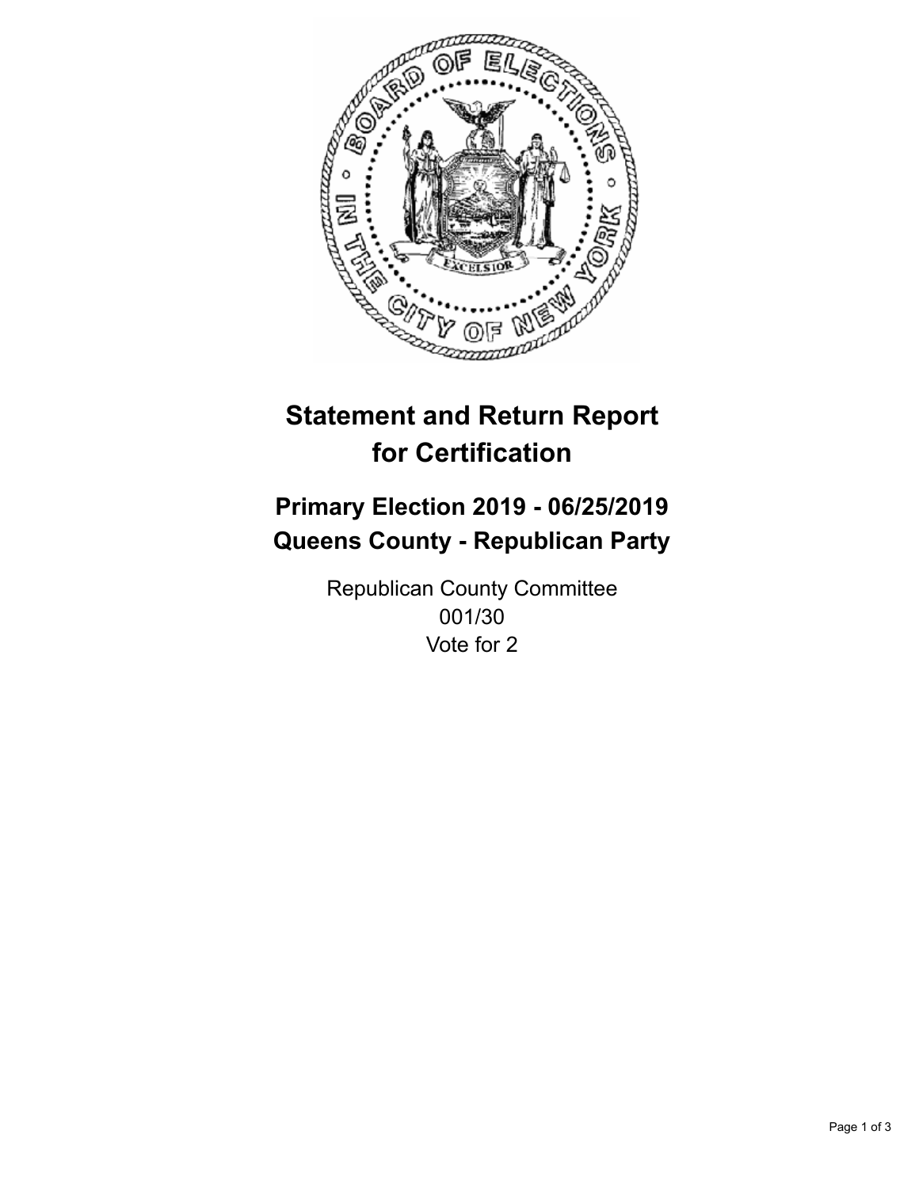# Statement and Return Report for Certification

## Primary Election 2019 - 06/25/2019
## Queens County - Republican Party

Republican County Committee
001/30
Vote for 2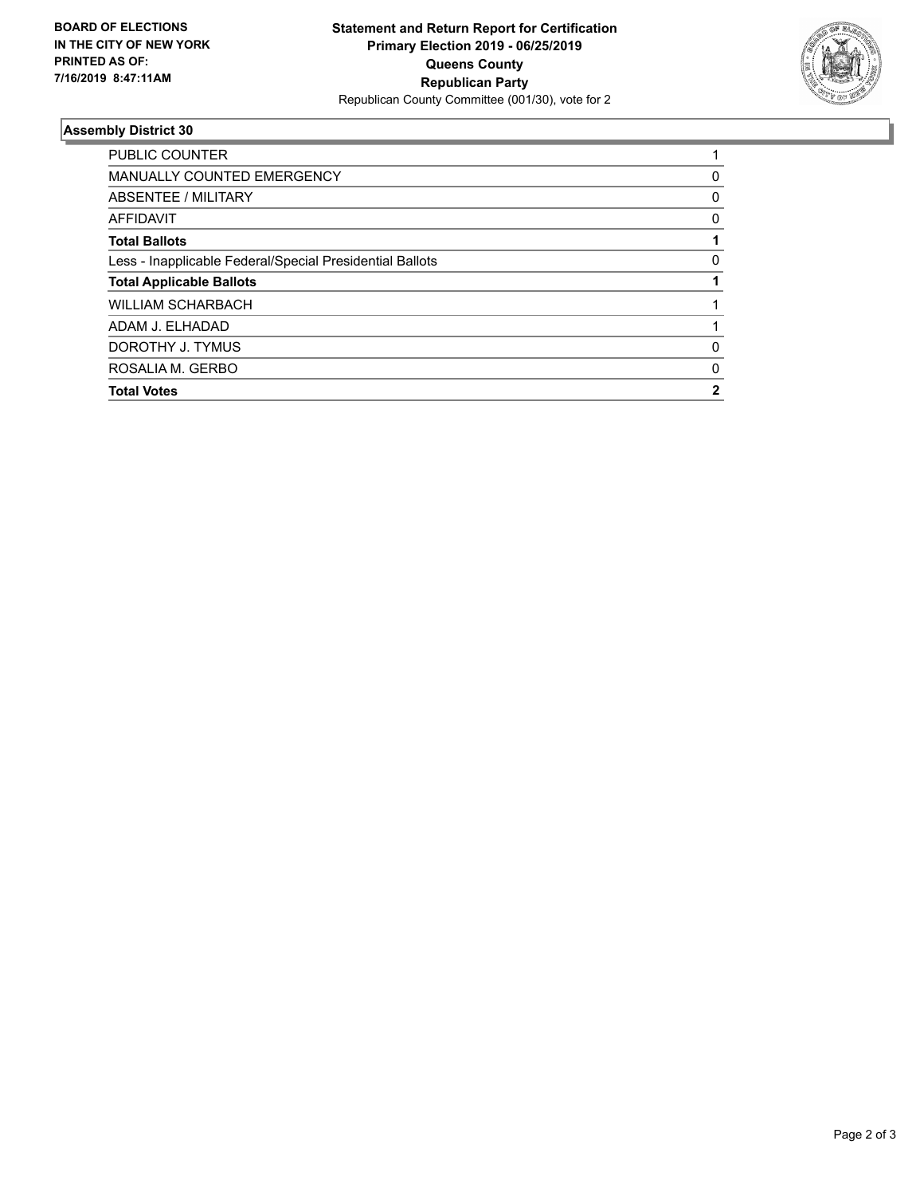BOARD OF ELECTIONS
IN THE CITY OF NEW YORK
PRINTED AS OF:
7/16/2019 8:47:11AM

**Statement and Return Report for Certification**
**Primary Election 2019 - 06/25/2019**
**Queens County**
**Republican Party**
Republican County Committee (001/30), vote for 2

### Assembly District 30

| | |
|---|---|
| PUBLIC COUNTER | 1 |
| MANUALLY COUNTED EMERGENCY | 0 |
| ABSENTEE / MILITARY | 0 |
| AFFIDAVIT | 0 |
| **Total Ballots** | **1** |
| Less - Inapplicable Federal/Special Presidential Ballots | 0 |
| **Total Applicable Ballots** | **1** |
| WILLIAM SCHARBACH | 1 |
| ADAM J. ELHADAD | 1 |
| DOROTHY J. TYMUS | 0 |
| ROSALIA M. GERBO | 0 |
| **Total Votes** | **2** |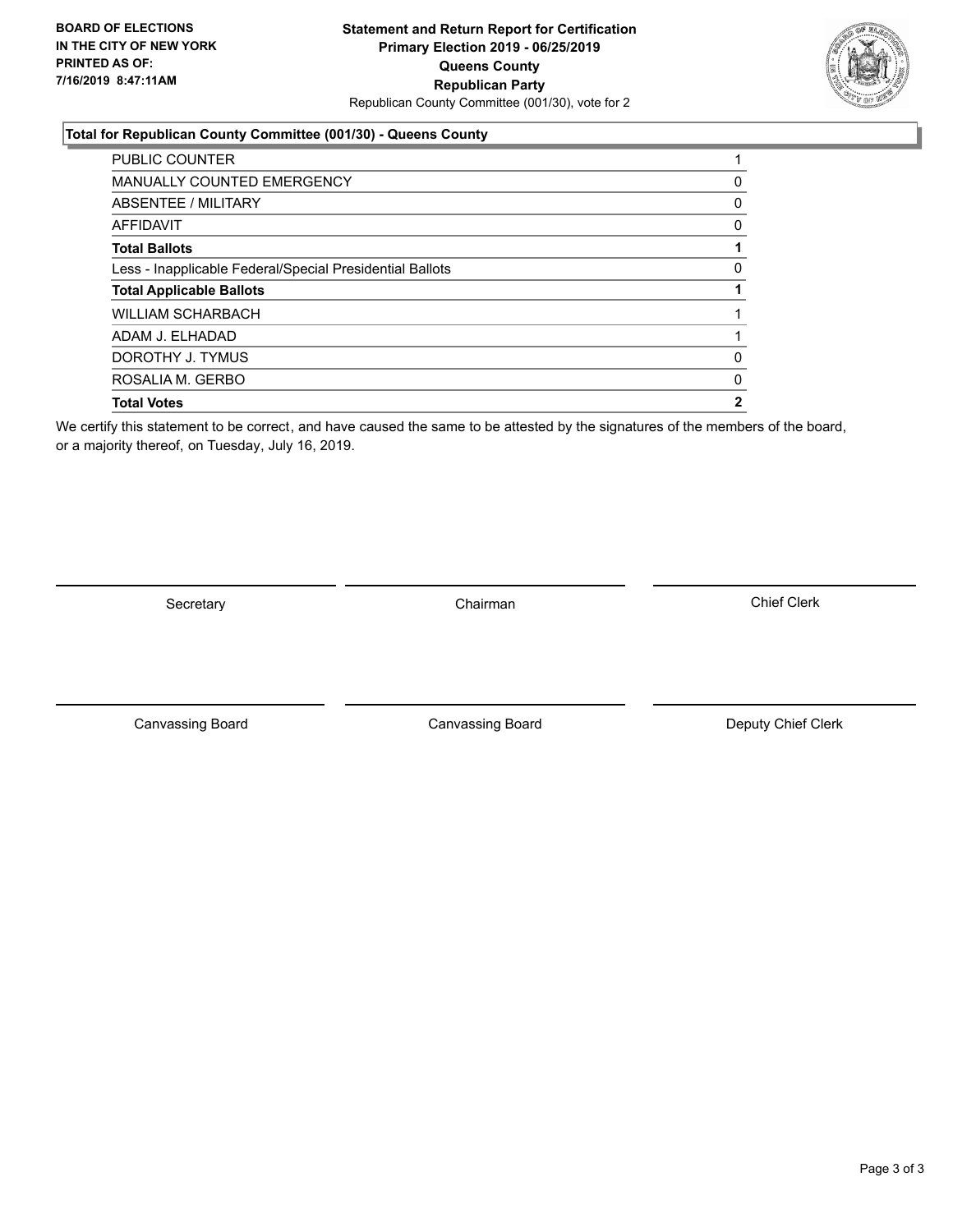**BOARD OF ELECTIONS IN THE CITY OF NEW YORK PRINTED AS OF: 7/16/2019 8:47:11AM**

**Statement and Return Report for Certification**
**Primary Election 2019 - 06/25/2019**
**Queens County**
**Republican Party**
Republican County Committee (001/30), vote for 2

**Total for Republican County Committee (001/30) - Queens County**

| | |
|---|---|
| PUBLIC COUNTER | 1 |
| MANUALLY COUNTED EMERGENCY | 0 |
| ABSENTEE / MILITARY | 0 |
| AFFIDAVIT | 0 |
| **Total Ballots** | **1** |
| Less - Inapplicable Federal/Special Presidential Ballots | 0 |
| **Total Applicable Ballots** | **1** |
| WILLIAM SCHARBACH | 1 |
| ADAM J. ELHADAD | 1 |
| DOROTHY J. TYMUS | 0 |
| ROSALIA M. GERBO | 0 |
| **Total Votes** | **2** |

We certify this statement to be correct, and have caused the same to be attested by the signatures of the members of the board, or a majority thereof, on Tuesday, July 16, 2019.

Secretary

Chairman

Chief Clerk

Canvassing Board

Canvassing Board

Deputy Chief Clerk